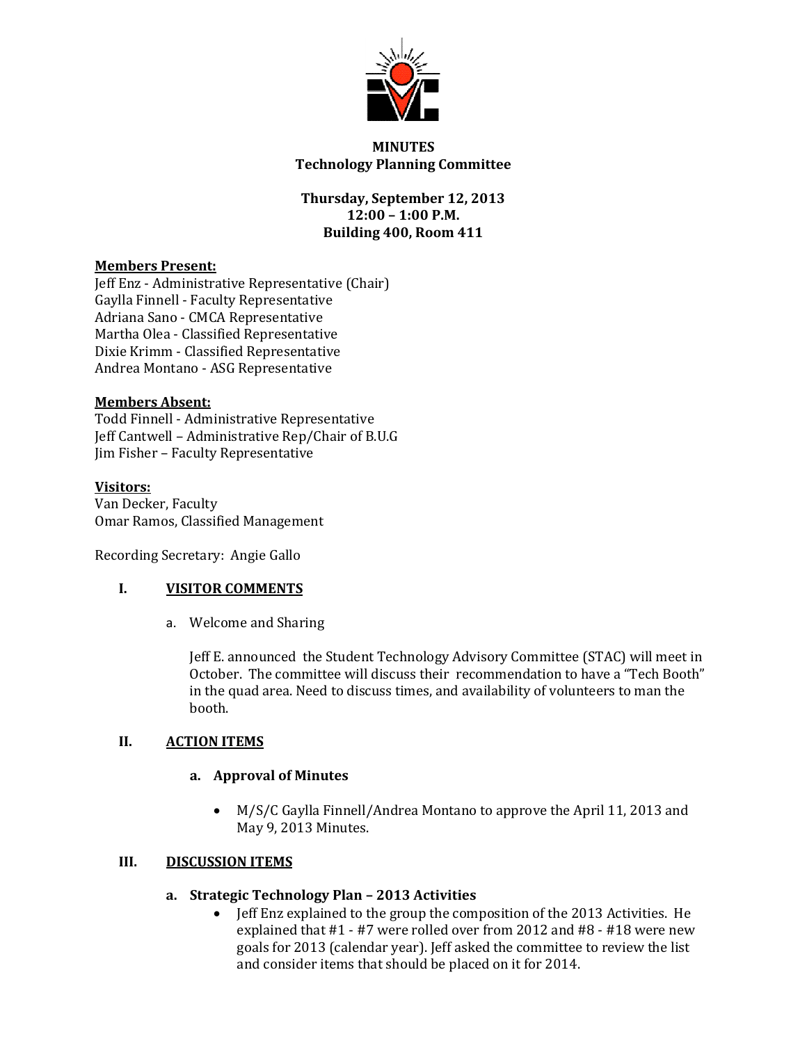**MINUTES**
**Technology Planning Committee**

**Thursday, September 12, 2013**
**12:00 – 1:00 P.M.**
**Building 400, Room 411**

**Members Present:**
Jeff Enz - Administrative Representative (Chair)
Gaylla Finnell - Faculty Representative
Adriana Sano - CMCA Representative
Martha Olea - Classified Representative
Dixie Krimm - Classified Representative
Andrea Montano - ASG Representative

**Members Absent:**
Todd Finnell - Administrative Representative
Jeff Cantwell – Administrative Rep/Chair of B.U.G
Jim Fisher – Faculty Representative

**Visitors:**
Van Decker, Faculty
Omar Ramos, Classified Management

Recording Secretary: Angie Gallo

## I. VISITOR COMMENTS

a. Welcome and Sharing

Jeff E. announced the Student Technology Advisory Committee (STAC) will meet in October. The committee will discuss their recommendation to have a "Tech Booth" in the quad area. Need to discuss times, and availability of volunteers to man the booth.

## II. ACTION ITEMS

### a. Approval of Minutes

- M/S/C Gaylla Finnell/Andrea Montano to approve the April 11, 2013 and May 9, 2013 Minutes.

## III. DISCUSSION ITEMS

### a. Strategic Technology Plan – 2013 Activities

- Jeff Enz explained to the group the composition of the 2013 Activities. He explained that #1 - #7 were rolled over from 2012 and #8 - #18 were new goals for 2013 (calendar year). Jeff asked the committee to review the list and consider items that should be placed on it for 2014.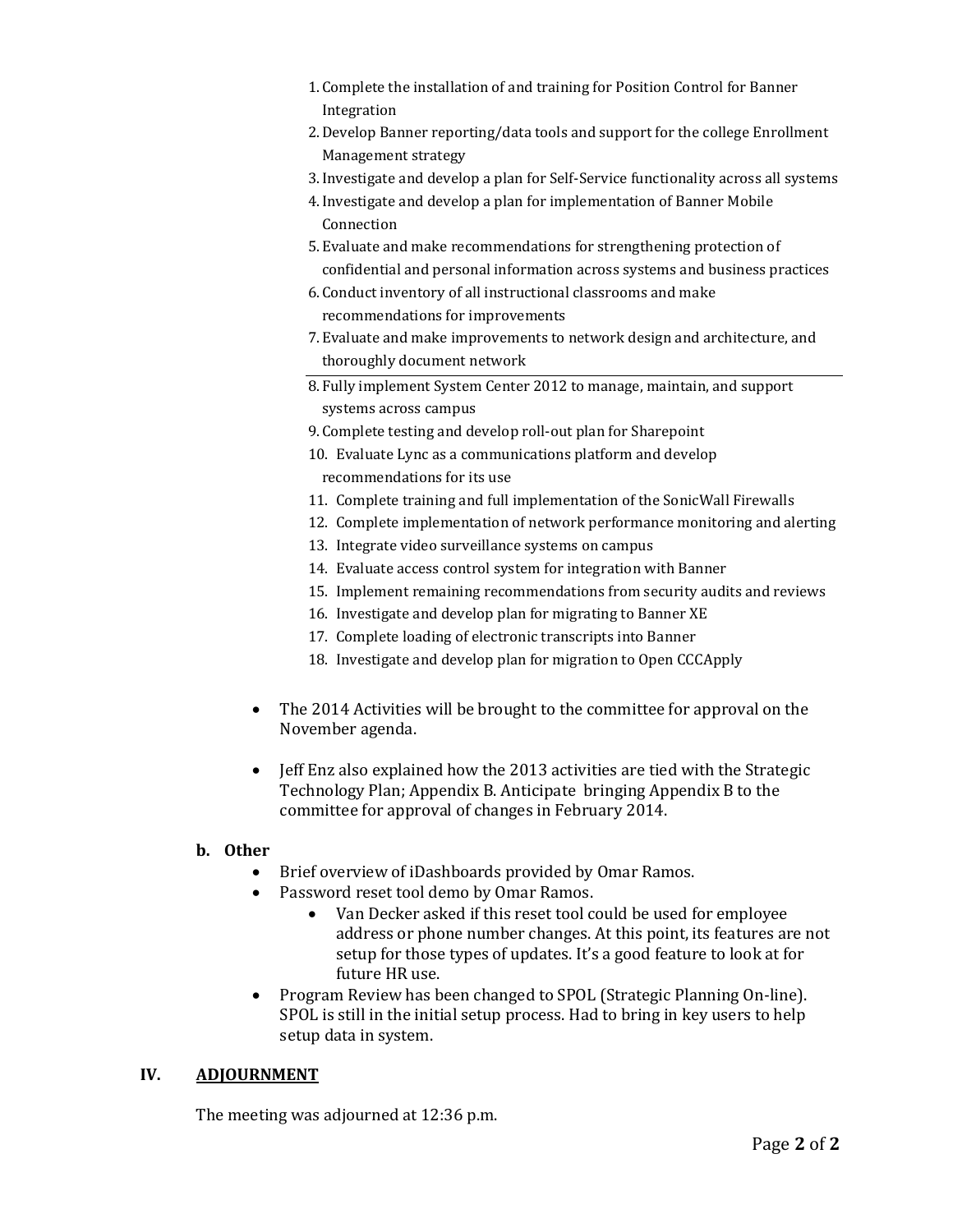1. Complete the installation of and training for Position Control for Banner Integration
2. Develop Banner reporting/data tools and support for the college Enrollment Management strategy
3. Investigate and develop a plan for Self-Service functionality across all systems
4. Investigate and develop a plan for implementation of Banner Mobile Connection
5. Evaluate and make recommendations for strengthening protection of confidential and personal information across systems and business practices
6. Conduct inventory of all instructional classrooms and make recommendations for improvements
7. Evaluate and make improvements to network design and architecture, and thoroughly document network

---

8. Fully implement System Center 2012 to manage, maintain, and support systems across campus
9. Complete testing and develop roll-out plan for Sharepoint
10. Evaluate Lync as a communications platform and develop recommendations for its use
11. Complete training and full implementation of the SonicWall Firewalls
12. Complete implementation of network performance monitoring and alerting
13. Integrate video surveillance systems on campus
14. Evaluate access control system for integration with Banner
15. Implement remaining recommendations from security audits and reviews
16. Investigate and develop plan for migrating to Banner XE
17. Complete loading of electronic transcripts into Banner
18. Investigate and develop plan for migration to Open CCCApply

- The 2014 Activities will be brought to the committee for approval on the November agenda.

- Jeff Enz also explained how the 2013 activities are tied with the Strategic Technology Plan; Appendix B. Anticipate bringing Appendix B to the committee for approval of changes in February 2014.

**b. Other**

- Brief overview of iDashboards provided by Omar Ramos.
- Password reset tool demo by Omar Ramos.
    - Van Decker asked if this reset tool could be used for employee address or phone number changes. At this point, its features are not setup for those types of updates. It's a good feature to look at for future HR use.
- Program Review has been changed to SPOL (Strategic Planning On-line). SPOL is still in the initial setup process. Had to bring in key users to help setup data in system.

## IV. ADJOURNMENT

The meeting was adjourned at 12:36 p.m.